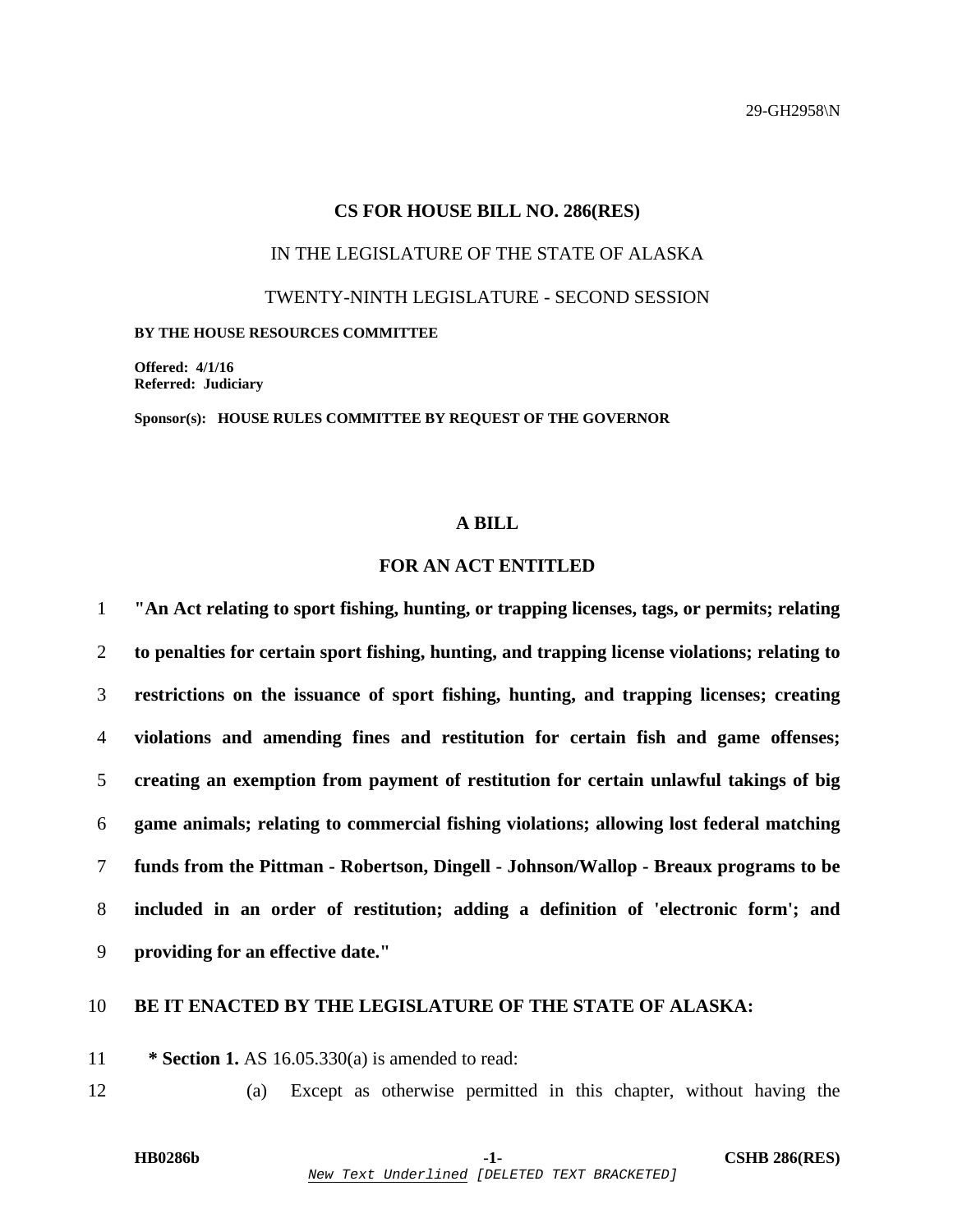29-GH2958\N

**CS FOR HOUSE BILL NO. 286(RES)**

IN THE LEGISLATURE OF THE STATE OF ALASKA

TWENTY-NINTH LEGISLATURE - SECOND SESSION

**BY THE HOUSE RESOURCES COMMITTEE**

**Offered: 4/1/16**
**Referred: Judiciary**

**Sponsor(s): HOUSE RULES COMMITTEE BY REQUEST OF THE GOVERNOR**

**A BILL**

**FOR AN ACT ENTITLED**

1 **"An Act relating to sport fishing, hunting, or trapping licenses, tags, or permits; relating**
2 **to penalties for certain sport fishing, hunting, and trapping license violations; relating to**
3 **restrictions on the issuance of sport fishing, hunting, and trapping licenses; creating**
4 **violations and amending fines and restitution for certain fish and game offenses;**
5 **creating an exemption from payment of restitution for certain unlawful takings of big**
6 **game animals; relating to commercial fishing violations; allowing lost federal matching**
7 **funds from the Pittman - Robertson, Dingell - Johnson/Wallop - Breaux programs to be**
8 **included in an order of restitution; adding a definition of 'electronic form'; and**
9 **providing for an effective date."**

10 **BE IT ENACTED BY THE LEGISLATURE OF THE STATE OF ALASKA:**

11 **\* Section 1.** AS 16.05.330(a) is amended to read:
12 (a) Except as otherwise permitted in this chapter, without having the

HB0286b — CSHB 286(RES)

*New Text Underlined [DELETED TEXT BRACKETED]*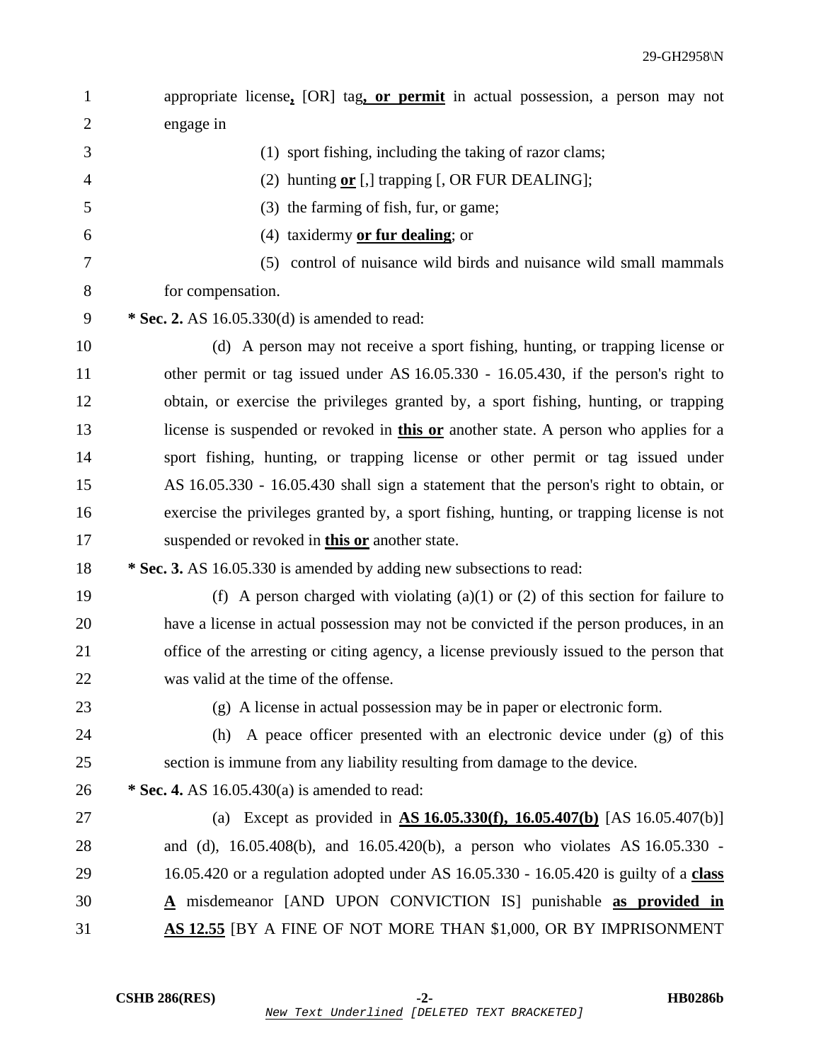appropriate license**,** [OR] tag**, or permit** in actual possession, a person may not engage in

(1) sport fishing, including the taking of razor clams;

(2) hunting **or** [,] trapping [, OR FUR DEALING];

(3) the farming of fish, fur, or game;

(4) taxidermy **or fur dealing**; or

(5) control of nuisance wild birds and nuisance wild small mammals for compensation.

**\* Sec. 2.** AS 16.05.330(d) is amended to read:

(d) A person may not receive a sport fishing, hunting, or trapping license or other permit or tag issued under AS 16.05.330 - 16.05.430, if the person's right to obtain, or exercise the privileges granted by, a sport fishing, hunting, or trapping license is suspended or revoked in **this or** another state. A person who applies for a sport fishing, hunting, or trapping license or other permit or tag issued under AS 16.05.330 - 16.05.430 shall sign a statement that the person's right to obtain, or exercise the privileges granted by, a sport fishing, hunting, or trapping license is not suspended or revoked in **this or** another state.

**\* Sec. 3.** AS 16.05.330 is amended by adding new subsections to read:

(f) A person charged with violating (a)(1) or (2) of this section for failure to have a license in actual possession may not be convicted if the person produces, in an office of the arresting or citing agency, a license previously issued to the person that was valid at the time of the offense.

(g) A license in actual possession may be in paper or electronic form.

(h) A peace officer presented with an electronic device under (g) of this section is immune from any liability resulting from damage to the device.

**\* Sec. 4.** AS 16.05.430(a) is amended to read:

(a) Except as provided in **AS 16.05.330(f), 16.05.407(b)** [AS 16.05.407(b)] and (d), 16.05.408(b), and 16.05.420(b), a person who violates AS 16.05.330 - 16.05.420 or a regulation adopted under AS 16.05.330 - 16.05.420 is guilty of a **class A** misdemeanor [AND UPON CONVICTION IS] punishable **as provided in AS 12.55** [BY A FINE OF NOT MORE THAN $1,000, OR BY IMPRISONMENT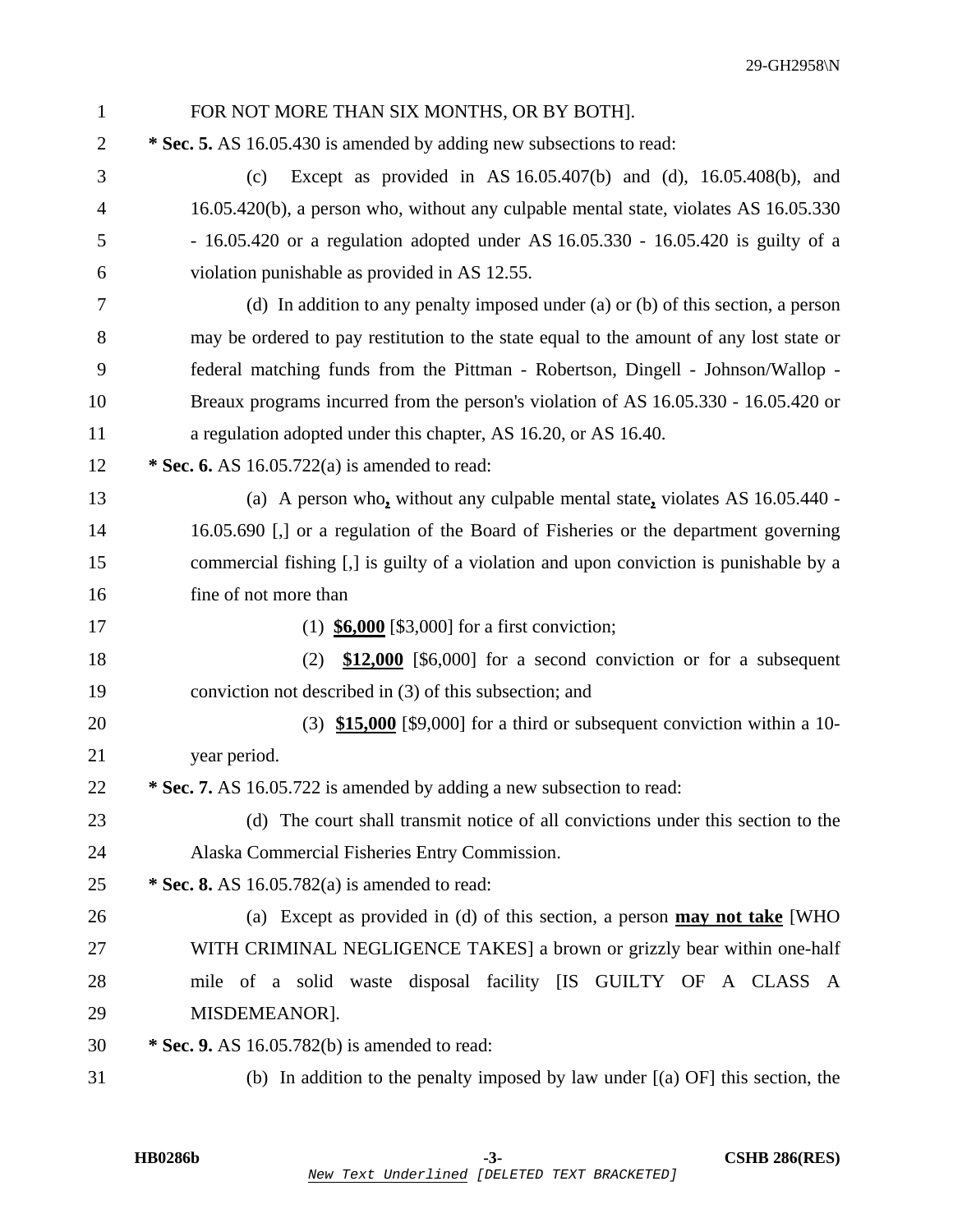FOR NOT MORE THAN SIX MONTHS, OR BY BOTH].

**\* Sec. 5.** AS 16.05.430 is amended by adding new subsections to read:

(c) Except as provided in AS 16.05.407(b) and (d), 16.05.408(b), and 16.05.420(b), a person who, without any culpable mental state, violates AS 16.05.330 - 16.05.420 or a regulation adopted under AS 16.05.330 - 16.05.420 is guilty of a violation punishable as provided in AS 12.55.

(d) In addition to any penalty imposed under (a) or (b) of this section, a person may be ordered to pay restitution to the state equal to the amount of any lost state or federal matching funds from the Pittman - Robertson, Dingell - Johnson/Wallop - Breaux programs incurred from the person's violation of AS 16.05.330 - 16.05.420 or a regulation adopted under this chapter, AS 16.20, or AS 16.40.

**\* Sec. 6.** AS 16.05.722(a) is amended to read:

(a) A person who**<u>,</u>** without any culpable mental state**<u>,</u>** violates AS 16.05.440 - 16.05.690 [,] or a regulation of the Board of Fisheries or the department governing commercial fishing [,] is guilty of a violation and upon conviction is punishable by a fine of not more than

(1) **<u>$6,000</u>** [$3,000] for a first conviction;

(2) **<u>$12,000</u>** [$6,000] for a second conviction or for a subsequent conviction not described in (3) of this subsection; and

(3) **<u>$15,000</u>** [$9,000] for a third or subsequent conviction within a 10-year period.

**\* Sec. 7.** AS 16.05.722 is amended by adding a new subsection to read:

(d) The court shall transmit notice of all convictions under this section to the Alaska Commercial Fisheries Entry Commission.

**\* Sec. 8.** AS 16.05.782(a) is amended to read:

(a) Except as provided in (d) of this section, a person **<u>may not take</u>** [WHO WITH CRIMINAL NEGLIGENCE TAKES] a brown or grizzly bear within one-half mile of a solid waste disposal facility [IS GUILTY OF A CLASS A MISDEMEANOR].

**\* Sec. 9.** AS 16.05.782(b) is amended to read:

(b) In addition to the penalty imposed by law under [(a) OF] this section, the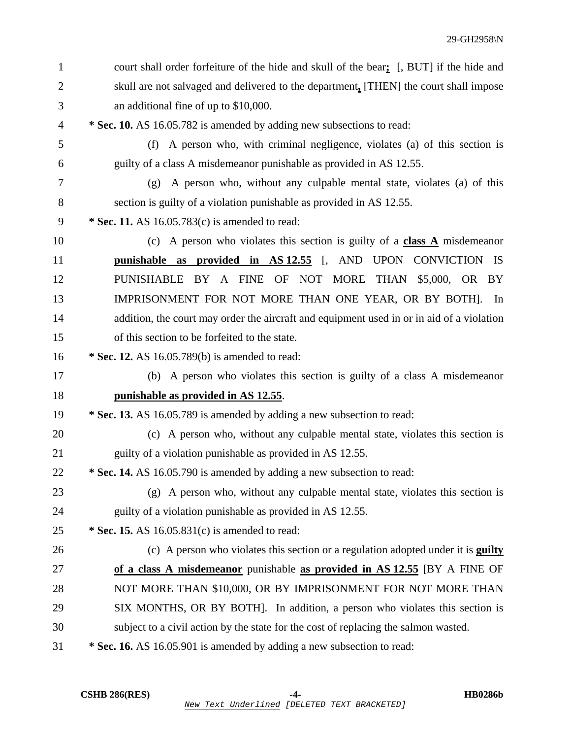court shall order forfeiture of the hide and skull of the bear**;** [, BUT] if the hide and skull are not salvaged and delivered to the department**,** [THEN] the court shall impose an additional fine of up to $10,000.

**\* Sec. 10.** AS 16.05.782 is amended by adding new subsections to read:

(f) A person who, with criminal negligence, violates (a) of this section is guilty of a class A misdemeanor punishable as provided in AS 12.55.

(g) A person who, without any culpable mental state, violates (a) of this section is guilty of a violation punishable as provided in AS 12.55.

**\* Sec. 11.** AS 16.05.783(c) is amended to read:

(c) A person who violates this section is guilty of a **class A** misdemeanor **punishable as provided in AS 12.55** [, AND UPON CONVICTION IS PUNISHABLE BY A FINE OF NOT MORE THAN $5,000, OR BY IMPRISONMENT FOR NOT MORE THAN ONE YEAR, OR BY BOTH]. In addition, the court may order the aircraft and equipment used in or in aid of a violation of this section to be forfeited to the state.

**\* Sec. 12.** AS 16.05.789(b) is amended to read:

(b) A person who violates this section is guilty of a class A misdemeanor **punishable as provided in AS 12.55**.

**\* Sec. 13.** AS 16.05.789 is amended by adding a new subsection to read:

(c) A person who, without any culpable mental state, violates this section is guilty of a violation punishable as provided in AS 12.55.

**\* Sec. 14.** AS 16.05.790 is amended by adding a new subsection to read:

(g) A person who, without any culpable mental state, violates this section is guilty of a violation punishable as provided in AS 12.55.

**\* Sec. 15.** AS 16.05.831(c) is amended to read:

(c) A person who violates this section or a regulation adopted under it is **guilty of a class A misdemeanor** punishable **as provided in AS 12.55** [BY A FINE OF NOT MORE THAN $10,000, OR BY IMPRISONMENT FOR NOT MORE THAN SIX MONTHS, OR BY BOTH]. In addition, a person who violates this section is subject to a civil action by the state for the cost of replacing the salmon wasted.

**\* Sec. 16.** AS 16.05.901 is amended by adding a new subsection to read: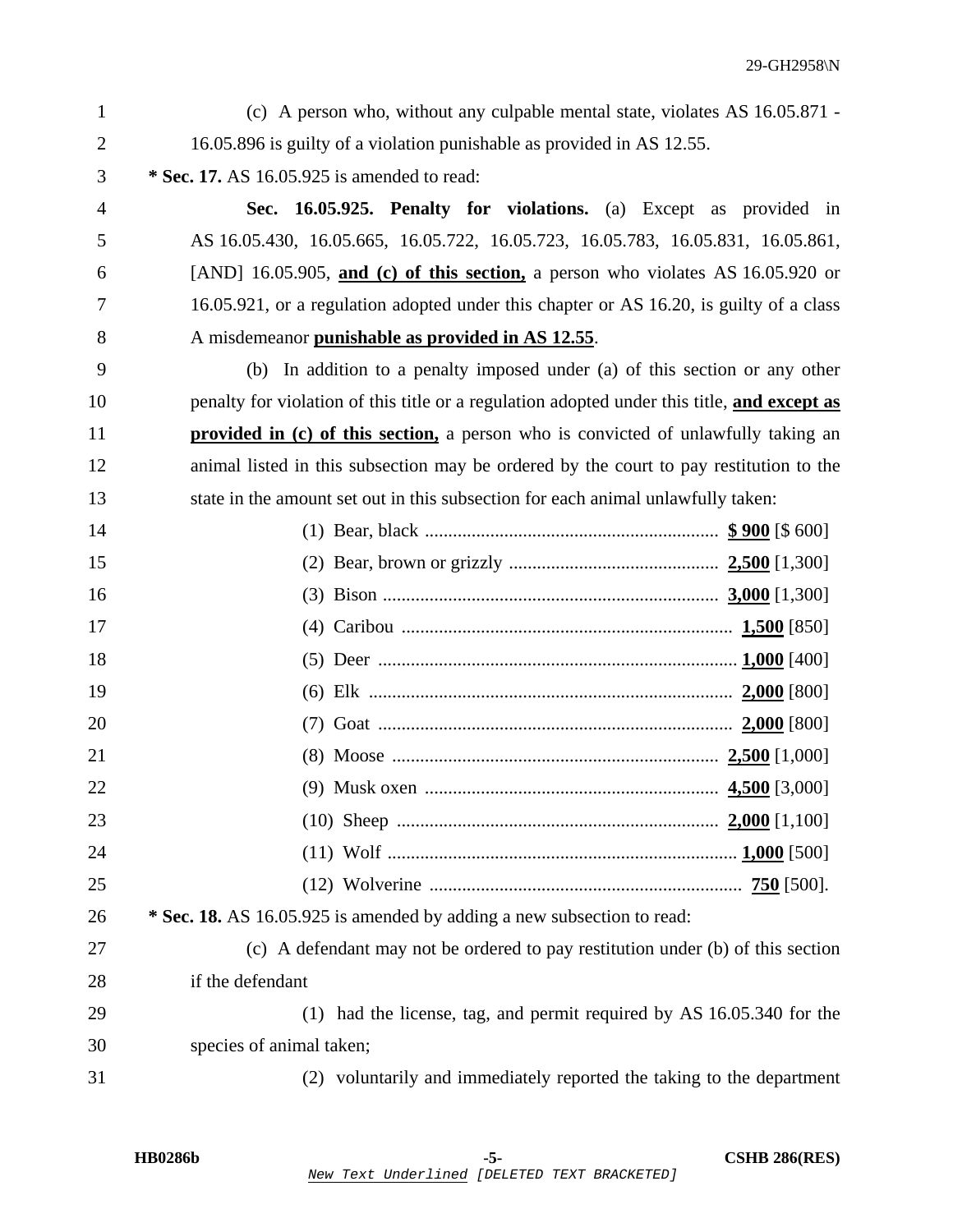(c) A person who, without any culpable mental state, violates AS 16.05.871 - 16.05.896 is guilty of a violation punishable as provided in AS 12.55.

**\* Sec. 17.** AS 16.05.925 is amended to read:

**Sec. 16.05.925. Penalty for violations.** (a) Except as provided in AS 16.05.430, 16.05.665, 16.05.722, 16.05.723, 16.05.783, 16.05.831, 16.05.861, [AND] 16.05.905, **and (c) of this section,** a person who violates AS 16.05.920 or 16.05.921, or a regulation adopted under this chapter or AS 16.20, is guilty of a class A misdemeanor **punishable as provided in AS 12.55**.

(b) In addition to a penalty imposed under (a) of this section or any other penalty for violation of this title or a regulation adopted under this title, **and except as provided in (c) of this section,** a person who is convicted of unlawfully taking an animal listed in this subsection may be ordered by the court to pay restitution to the state in the amount set out in this subsection for each animal unlawfully taken:

(1) Bear, black .............................................................. **$ 900** [$ 600]

(2) Bear, brown or grizzly ............................................ **2,500** [1,300]

(3) Bison ........................................................................ **3,000** [1,300]

(4) Caribou ...................................................................... **1,500** [850]

(5) Deer ............................................................................ **1,000** [400]

(6) Elk ............................................................................. **2,000** [800]

(7) Goat ........................................................................... **2,000** [800]

(8) Moose ....................................................................... **2,500** [1,000]

(9) Musk oxen ............................................................... **4,500** [3,000]

(10) Sheep ..................................................................... **2,000** [1,100]

(11) Wolf .......................................................................... **1,000** [500]

(12) Wolverine ................................................................... **750** [500].

**\* Sec. 18.** AS 16.05.925 is amended by adding a new subsection to read:

(c) A defendant may not be ordered to pay restitution under (b) of this section if the defendant

(1) had the license, tag, and permit required by AS 16.05.340 for the species of animal taken;

(2) voluntarily and immediately reported the taking to the department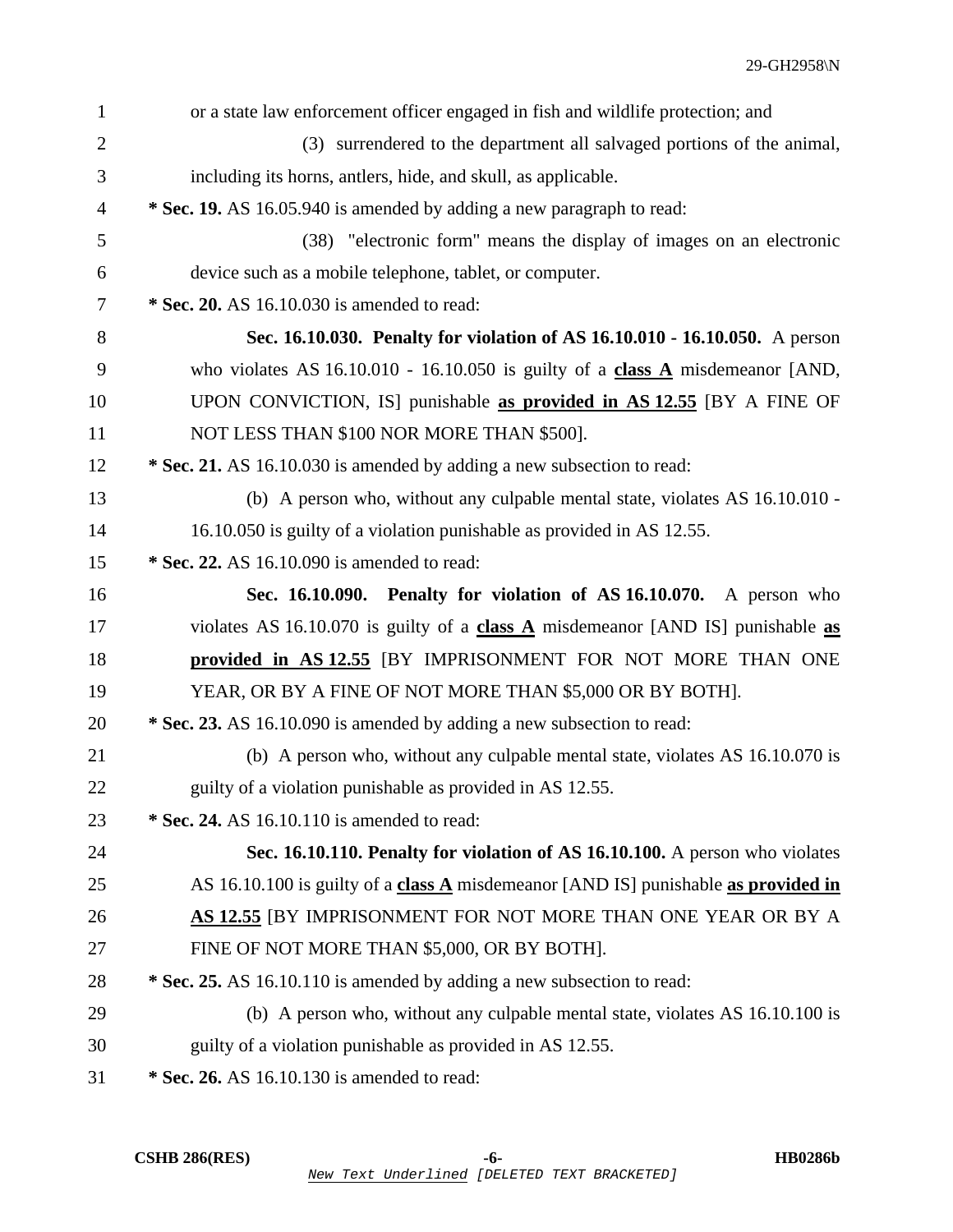or a state law enforcement officer engaged in fish and wildlife protection; and

(3) surrendered to the department all salvaged portions of the animal, including its horns, antlers, hide, and skull, as applicable.

**\* Sec. 19.** AS 16.05.940 is amended by adding a new paragraph to read:

(38) "electronic form" means the display of images on an electronic device such as a mobile telephone, tablet, or computer.

**\* Sec. 20.** AS 16.10.030 is amended to read:

**Sec. 16.10.030. Penalty for violation of AS 16.10.010 - 16.10.050.** A person who violates AS 16.10.010 - 16.10.050 is guilty of a **class A** misdemeanor [AND, UPON CONVICTION, IS] punishable **as provided in AS 12.55** [BY A FINE OF NOT LESS THAN $100 NOR MORE THAN $500].

**\* Sec. 21.** AS 16.10.030 is amended by adding a new subsection to read:

(b) A person who, without any culpable mental state, violates AS 16.10.010 - 16.10.050 is guilty of a violation punishable as provided in AS 12.55.

**\* Sec. 22.** AS 16.10.090 is amended to read:

**Sec. 16.10.090. Penalty for violation of AS 16.10.070.** A person who violates AS 16.10.070 is guilty of a **class A** misdemeanor [AND IS] punishable **as provided in AS 12.55** [BY IMPRISONMENT FOR NOT MORE THAN ONE YEAR, OR BY A FINE OF NOT MORE THAN $5,000 OR BY BOTH].

**\* Sec. 23.** AS 16.10.090 is amended by adding a new subsection to read:

(b) A person who, without any culpable mental state, violates AS 16.10.070 is guilty of a violation punishable as provided in AS 12.55.

**\* Sec. 24.** AS 16.10.110 is amended to read:

**Sec. 16.10.110. Penalty for violation of AS 16.10.100.** A person who violates AS 16.10.100 is guilty of a **class A** misdemeanor [AND IS] punishable **as provided in AS 12.55** [BY IMPRISONMENT FOR NOT MORE THAN ONE YEAR OR BY A FINE OF NOT MORE THAN $5,000, OR BY BOTH].

**\* Sec. 25.** AS 16.10.110 is amended by adding a new subsection to read:

(b) A person who, without any culpable mental state, violates AS 16.10.100 is guilty of a violation punishable as provided in AS 12.55.

**\* Sec. 26.** AS 16.10.130 is amended to read: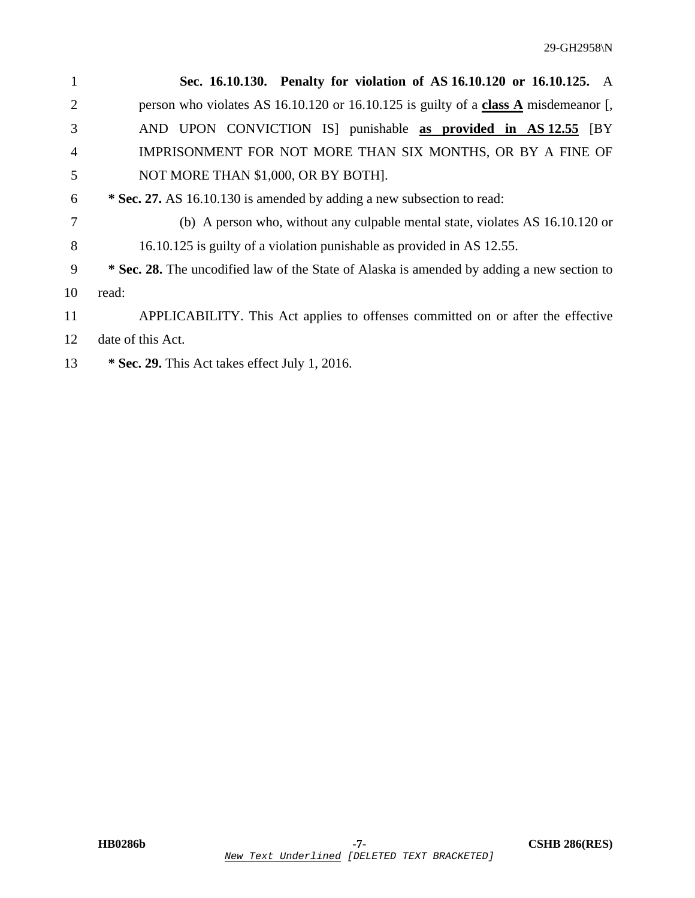**Sec. 16.10.130. Penalty for violation of AS 16.10.120 or 16.10.125.** A person who violates AS 16.10.120 or 16.10.125 is guilty of a **class A** misdemeanor [, AND UPON CONVICTION IS] punishable **as provided in AS 12.55** [BY IMPRISONMENT FOR NOT MORE THAN SIX MONTHS, OR BY A FINE OF NOT MORE THAN $1,000, OR BY BOTH].

**\* Sec. 27.** AS 16.10.130 is amended by adding a new subsection to read:

(b) A person who, without any culpable mental state, violates AS 16.10.120 or 16.10.125 is guilty of a violation punishable as provided in AS 12.55.

**\* Sec. 28.** The uncodified law of the State of Alaska is amended by adding a new section to read:

APPLICABILITY. This Act applies to offenses committed on or after the effective date of this Act.

**\* Sec. 29.** This Act takes effect July 1, 2016.